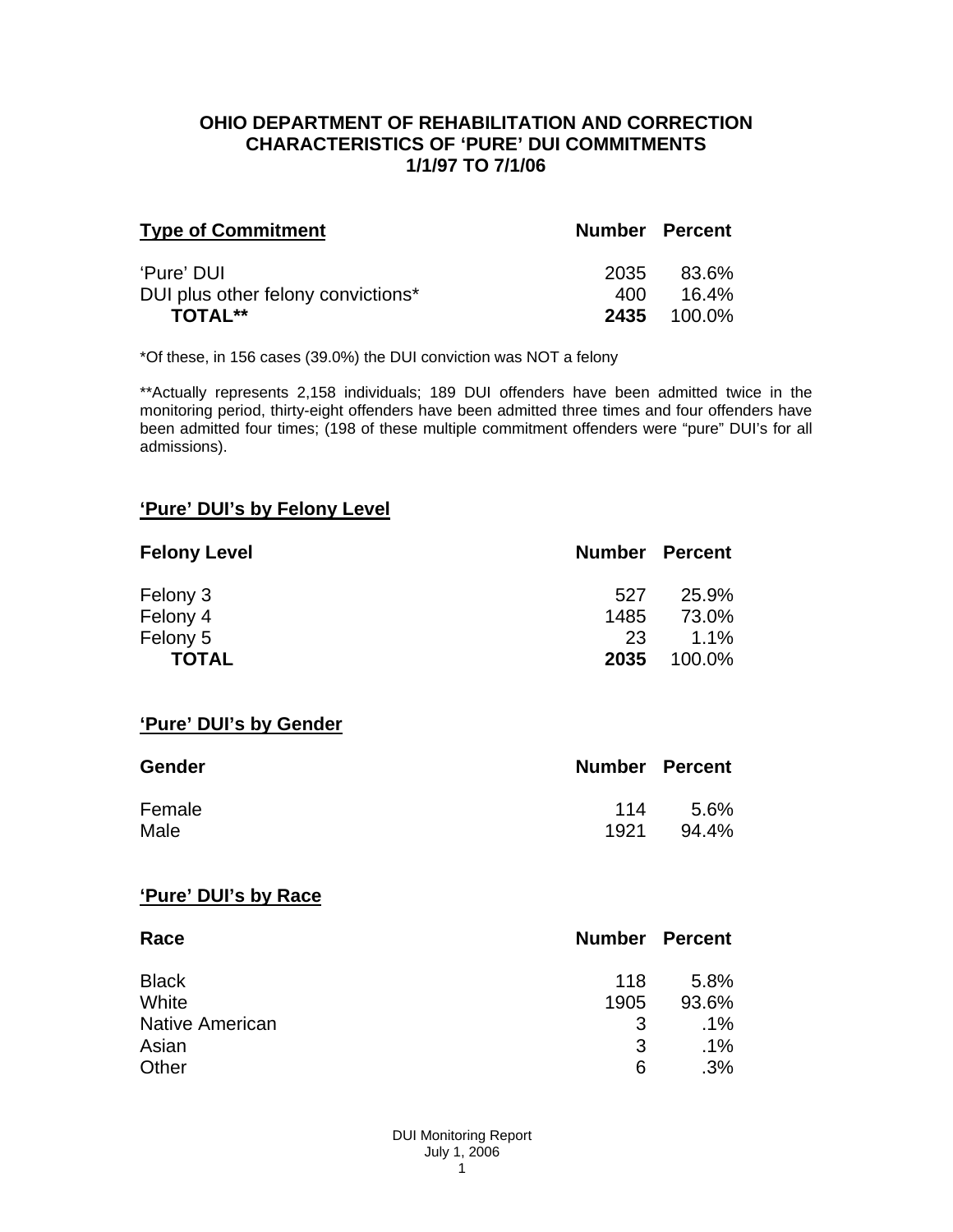# OHIO DEPARTMENT OF REHABILITATION AND CORRECTION
## CHARACTERISTICS OF 'PURE' DUI COMMITMENTS
## 1/1/97 TO 7/1/06

| Type of Commitment | Number | Percent |
|---|---|---|
| 'Pure' DUI | 2035 | 83.6% |
| DUI plus other felony convictions* | 400 | 16.4% |
| **TOTAL**** | **2435** | 100.0% |

*Of these, in 156 cases (39.0%) the DUI conviction was NOT a felony

**Actually represents 2,158 individuals; 189 DUI offenders have been admitted twice in the monitoring period, thirty-eight offenders have been admitted three times and four offenders have been admitted four times; (198 of these multiple commitment offenders were "pure" DUI's for all admissions).

### 'Pure' DUI's by Felony Level

| Felony Level | Number | Percent |
|---|---|---|
| Felony 3 | 527 | 25.9% |
| Felony 4 | 1485 | 73.0% |
| Felony 5 | 23 | 1.1% |
| **TOTAL** | **2035** | 100.0% |

### 'Pure' DUI's by Gender

| Gender | Number | Percent |
|---|---|---|
| Female | 114 | 5.6% |
| Male | 1921 | 94.4% |

### 'Pure' DUI's by Race

| Race | Number | Percent |
|---|---|---|
| Black | 118 | 5.8% |
| White | 1905 | 93.6% |
| Native American | 3 | .1% |
| Asian | 3 | .1% |
| Other | 6 | .3% |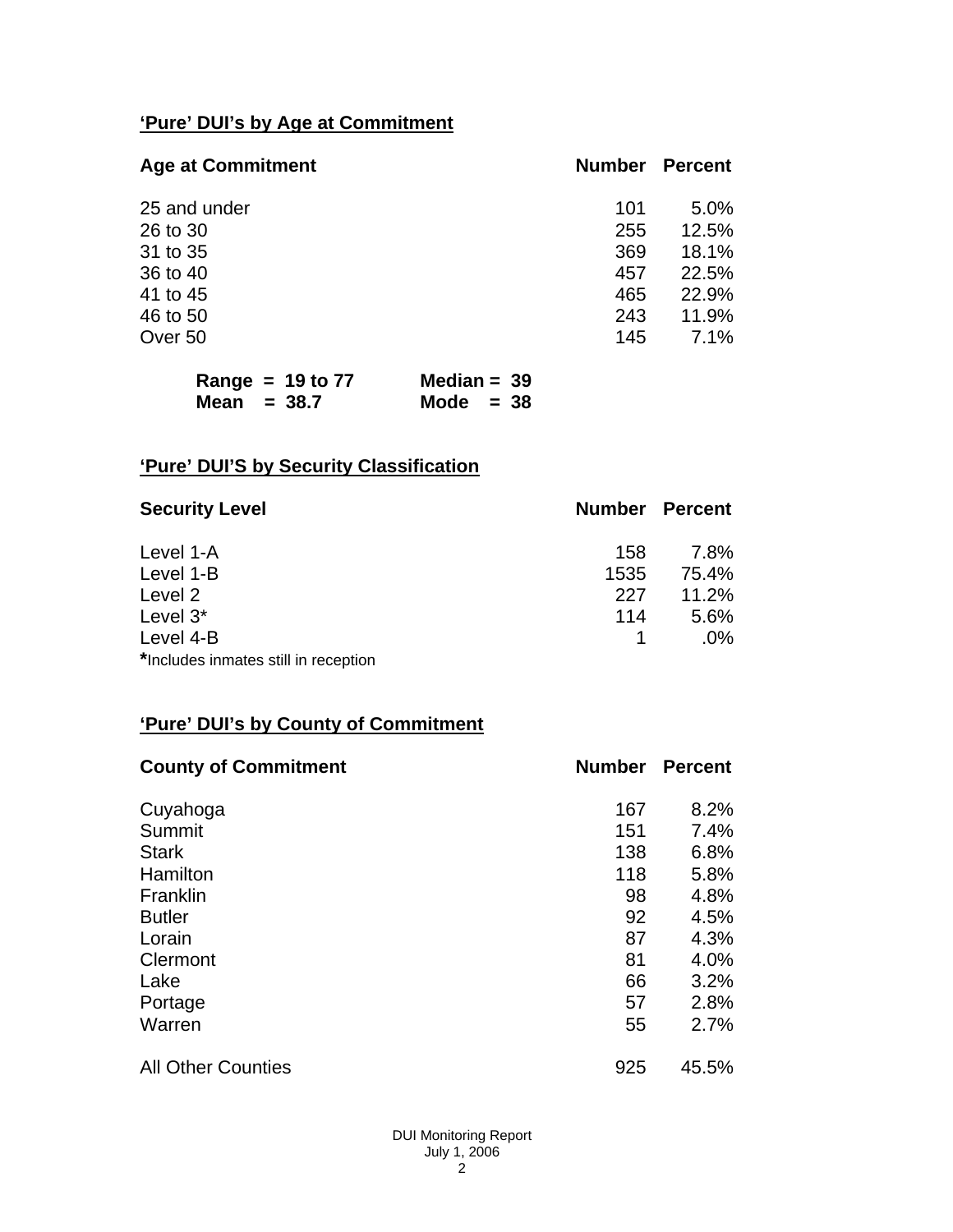## 'Pure' DUI's by Age at Commitment

| Age at Commitment | Number | Percent |
|---|---|---|
| 25 and under | 101 | 5.0% |
| 26 to 30 | 255 | 12.5% |
| 31 to 35 | 369 | 18.1% |
| 36 to 40 | 457 | 22.5% |
| 41 to 45 | 465 | 22.9% |
| 46 to 50 | 243 | 11.9% |
| Over 50 | 145 | 7.1% |

**Range = 19 to 77** **Median = 39**
**Mean = 38.7** **Mode = 38**

## 'Pure' DUI'S by Security Classification

| Security Level | Number | Percent |
|---|---|---|
| Level 1-A | 158 | 7.8% |
| Level 1-B | 1535 | 75.4% |
| Level 2 | 227 | 11.2% |
| Level 3* | 114 | 5.6% |
| Level 4-B | 1 | .0% |

***Includes inmates still in reception**

## 'Pure' DUI's by County of Commitment

| County of Commitment | Number | Percent |
|---|---|---|
| Cuyahoga | 167 | 8.2% |
| Summit | 151 | 7.4% |
| Stark | 138 | 6.8% |
| Hamilton | 118 | 5.8% |
| Franklin | 98 | 4.8% |
| Butler | 92 | 4.5% |
| Lorain | 87 | 4.3% |
| Clermont | 81 | 4.0% |
| Lake | 66 | 3.2% |
| Portage | 57 | 2.8% |
| Warren | 55 | 2.7% |
| All Other Counties | 925 | 45.5% |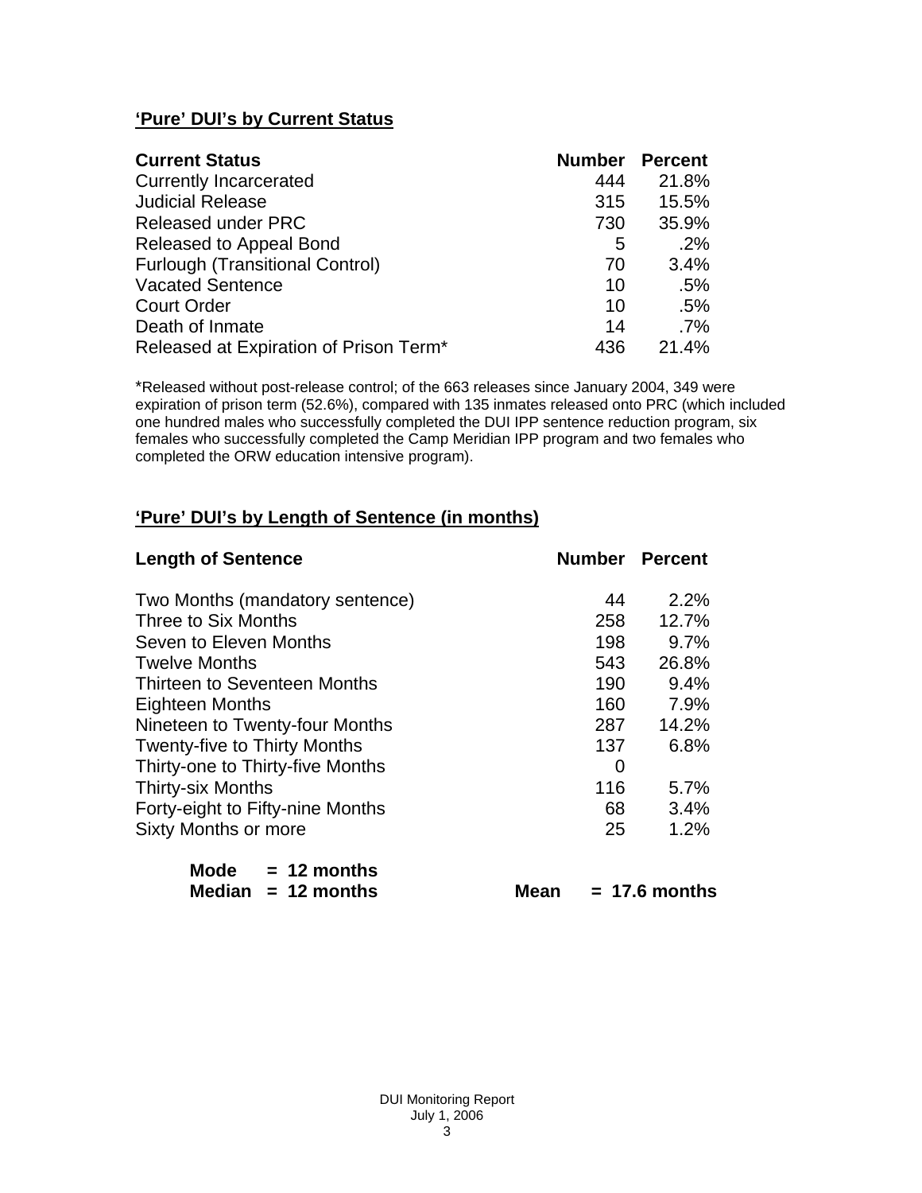## 'Pure' DUI's by Current Status

| Current Status | Number | Percent |
|---|---|---|
| Currently Incarcerated | 444 | 21.8% |
| Judicial Release | 315 | 15.5% |
| Released under PRC | 730 | 35.9% |
| Released to Appeal Bond | 5 | .2% |
| Furlough (Transitional Control) | 70 | 3.4% |
| Vacated Sentence | 10 | .5% |
| Court Order | 10 | .5% |
| Death of Inmate | 14 | .7% |
| Released at Expiration of Prison Term* | 436 | 21.4% |

*Released without post-release control; of the 663 releases since January 2004, 349 were expiration of prison term (52.6%), compared with 135 inmates released onto PRC (which included one hundred males who successfully completed the DUI IPP sentence reduction program, six females who successfully completed the Camp Meridian IPP program and two females who completed the ORW education intensive program).

## 'Pure' DUI's by Length of Sentence (in months)

| Length of Sentence | Number | Percent |
|---|---|---|
| Two Months (mandatory sentence) | 44 | 2.2% |
| Three to Six Months | 258 | 12.7% |
| Seven to Eleven Months | 198 | 9.7% |
| Twelve Months | 543 | 26.8% |
| Thirteen to Seventeen Months | 190 | 9.4% |
| Eighteen Months | 160 | 7.9% |
| Nineteen to Twenty-four Months | 287 | 14.2% |
| Twenty-five to Thirty Months | 137 | 6.8% |
| Thirty-one to Thirty-five Months | 0 | |
| Thirty-six Months | 116 | 5.7% |
| Forty-eight to Fifty-nine Months | 68 | 3.4% |
| Sixty Months or more | 25 | 1.2% |

**Mode = 12 months**
**Median = 12 months** **Mean = 17.6 months**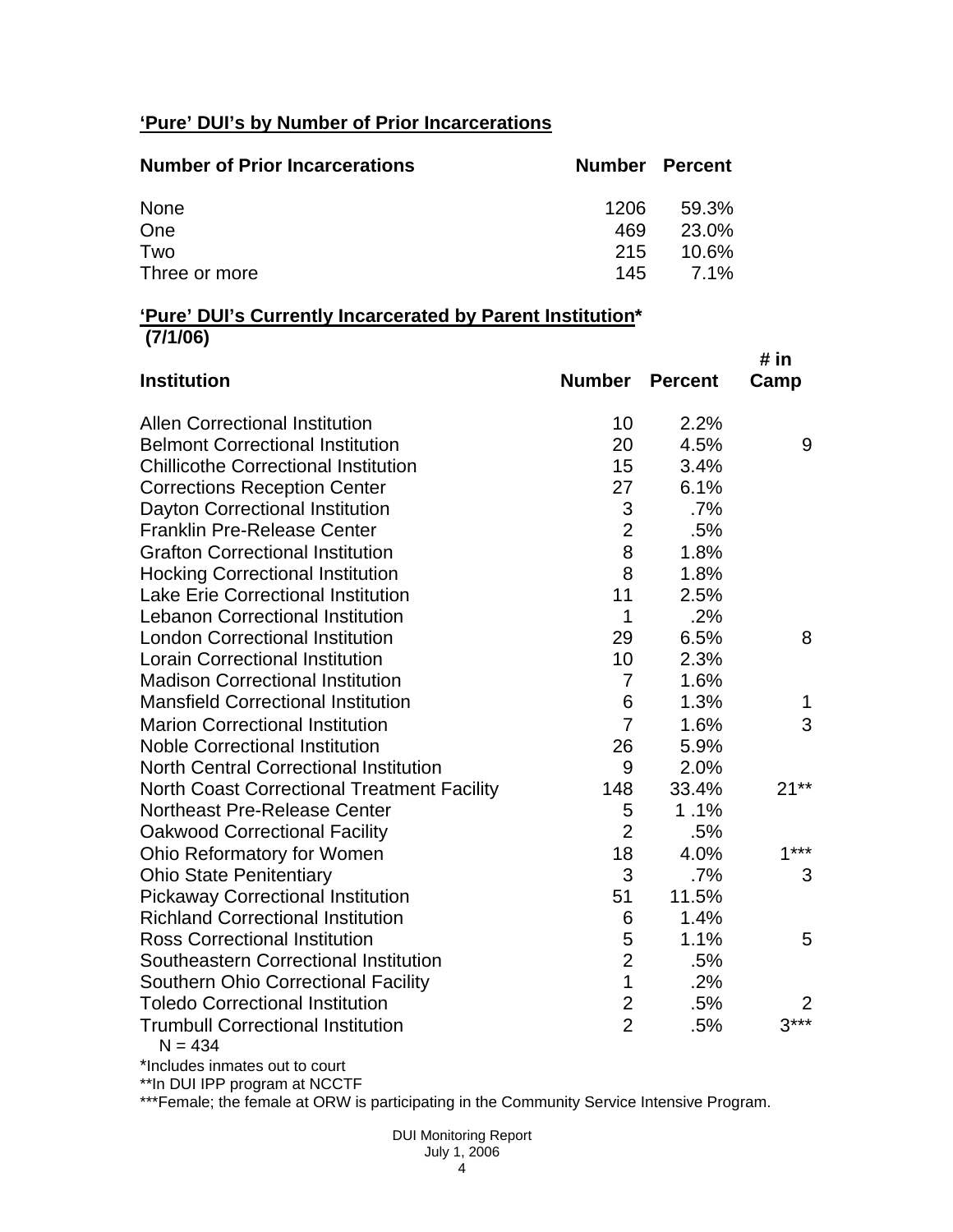**'Pure' DUI's by Number of Prior Incarcerations**

| Number of Prior Incarcerations | Number | Percent |
|---|---|---|
| None | 1206 | 59.3% |
| One | 469 | 23.0% |
| Two | 215 | 10.6% |
| Three or more | 145 | 7.1% |

**'Pure' DUI's Currently Incarcerated by Parent Institution\***
**(7/1/06)**

| Institution | Number | Percent | # in Camp |
|---|---|---|---|
| Allen Correctional Institution | 10 | 2.2% | |
| Belmont Correctional Institution | 20 | 4.5% | 9 |
| Chillicothe Correctional Institution | 15 | 3.4% | |
| Corrections Reception Center | 27 | 6.1% | |
| Dayton Correctional Institution | 3 | .7% | |
| Franklin Pre-Release Center | 2 | .5% | |
| Grafton Correctional Institution | 8 | 1.8% | |
| Hocking Correctional Institution | 8 | 1.8% | |
| Lake Erie Correctional Institution | 11 | 2.5% | |
| Lebanon Correctional Institution | 1 | .2% | |
| London Correctional Institution | 29 | 6.5% | 8 |
| Lorain Correctional Institution | 10 | 2.3% | |
| Madison Correctional Institution | 7 | 1.6% | |
| Mansfield Correctional Institution | 6 | 1.3% | 1 |
| Marion Correctional Institution | 7 | 1.6% | 3 |
| Noble Correctional Institution | 26 | 5.9% | |
| North Central Correctional Institution | 9 | 2.0% | |
| North Coast Correctional Treatment Facility | 148 | 33.4% | 21** |
| Northeast Pre-Release Center | 5 | 1 .1% | |
| Oakwood Correctional Facility | 2 | .5% | |
| Ohio Reformatory for Women | 18 | 4.0% | 1*** |
| Ohio State Penitentiary | 3 | .7% | 3 |
| Pickaway Correctional Institution | 51 | 11.5% | |
| Richland Correctional Institution | 6 | 1.4% | |
| Ross Correctional Institution | 5 | 1.1% | 5 |
| Southeastern Correctional Institution | 2 | .5% | |
| Southern Ohio Correctional Facility | 1 | .2% | |
| Toledo Correctional Institution | 2 | .5% | 2 |
| Trumbull Correctional Institution | 2 | .5% | 3*** |

N = 434

*Includes inmates out to court

**In DUI IPP program at NCCTF

***Female; the female at ORW is participating in the Community Service Intensive Program.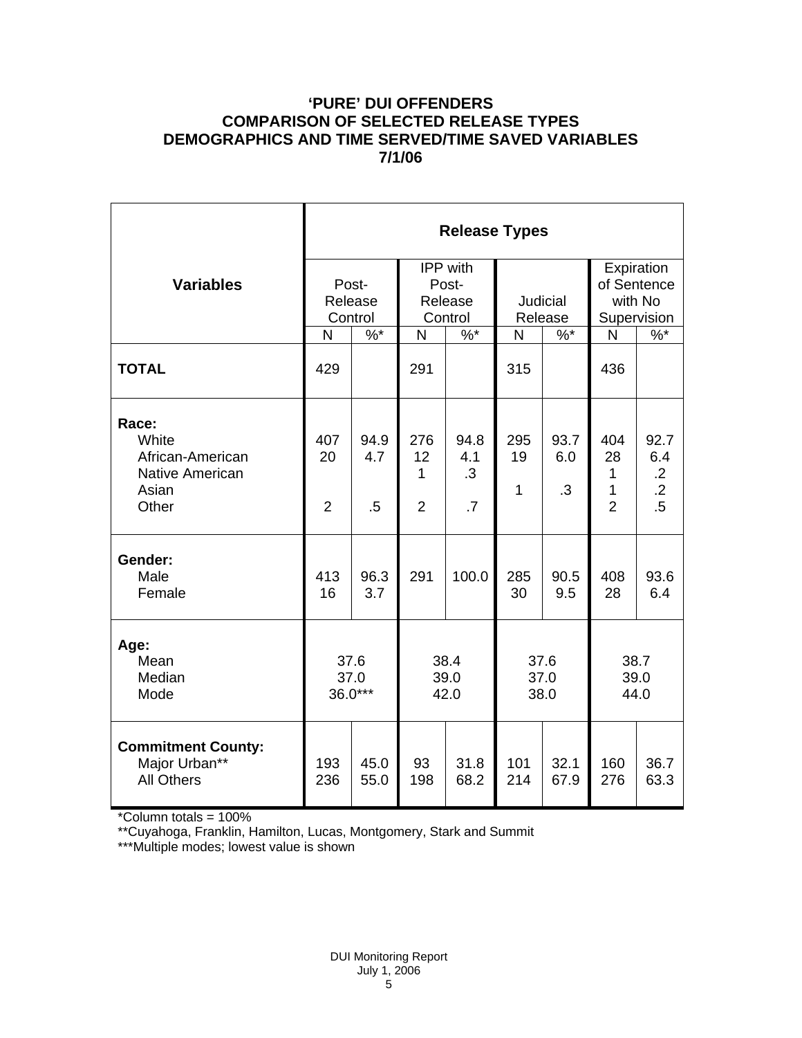## 'PURE' DUI OFFENDERS
## COMPARISON OF SELECTED RELEASE TYPES
## DEMOGRAPHICS AND TIME SERVED/TIME SAVED VARIABLES
## 7/1/06

| Variables | Release Types | | | | | | | |
|---|---|---|---|---|---|---|---|---|
| | Post-Release Control | | IPP with Post-Release Control | | Judicial Release | | Expiration of Sentence with No Supervision | |
| | N | %* | N | %* | N | %* | N | %* |
| **TOTAL** | 429 | | 291 | | 315 | | 436 | |
| **Race:** | | | | | | | | |
| White | 407 | 94.9 | 276 | 94.8 | 295 | 93.7 | 404 | 92.7 |
| African-American | 20 | 4.7 | 12 | 4.1 | 19 | 6.0 | 28 | 6.4 |
| Native American | | | 1 | .3 | 1 | .3 | 1 | .2 |
| Asian | | | | | | | 1 | .2 |
| Other | 2 | .5 | 2 | .7 | | | 2 | .5 |
| **Gender:** | | | | | | | | |
| Male | 413 | 96.3 | 291 | 100.0 | 285 | 90.5 | 408 | 93.6 |
| Female | 16 | 3.7 | | | 30 | 9.5 | 28 | 6.4 |
| **Age:** | | | | | | | | |
| Mean | 37.6 | | 38.4 | | 37.6 | | 38.7 | |
| Median | 37.0 | | 39.0 | | 37.0 | | 39.0 | |
| Mode | 36.0*** | | 42.0 | | 38.0 | | 44.0 | |
| **Commitment County:** | | | | | | | | |
| Major Urban** | 193 | 45.0 | 93 | 31.8 | 101 | 32.1 | 160 | 36.7 |
| All Others | 236 | 55.0 | 198 | 68.2 | 214 | 67.9 | 276 | 63.3 |

*Column totals = 100%

**Cuyahoga, Franklin, Hamilton, Lucas, Montgomery, Stark and Summit

***Multiple modes; lowest value is shown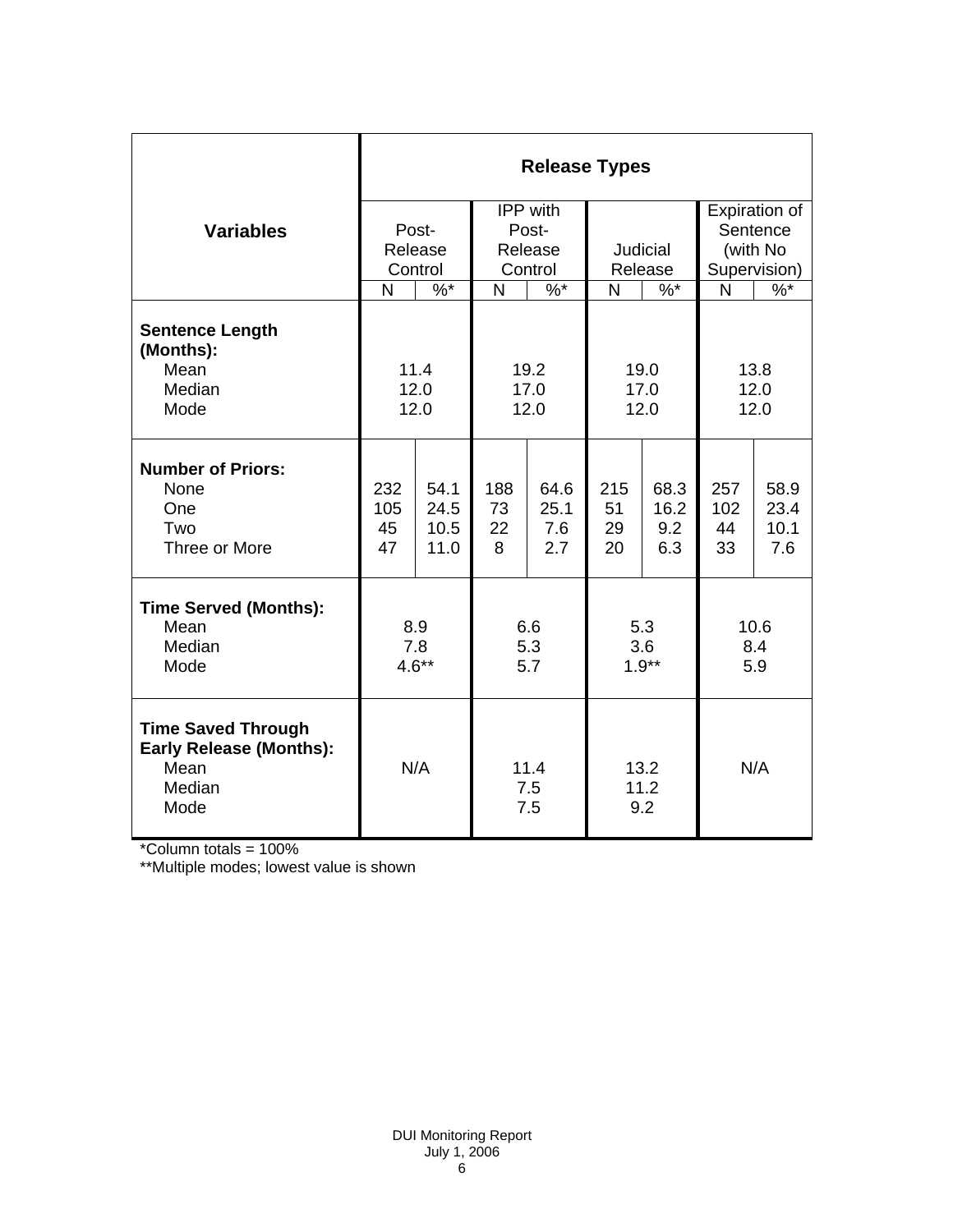| Variables | Release Types | | | | | | | |
|---|---|---|---|---|---|---|---|---|
| | Post-Release Control | | IPP with Post-Release Control | | Judicial Release | | Expiration of Sentence (with No Supervision) | |
| | N | %* | N | %* | N | %* | N | %* |
| **Sentence Length (Months):** | | | | | | | | |
| Mean | 11.4 | | 19.2 | | 19.0 | | 13.8 | |
| Median | 12.0 | | 17.0 | | 17.0 | | 12.0 | |
| Mode | 12.0 | | 12.0 | | 12.0 | | 12.0 | |
| **Number of Priors:** | | | | | | | | |
| None | 232 | 54.1 | 188 | 64.6 | 215 | 68.3 | 257 | 58.9 |
| One | 105 | 24.5 | 73 | 25.1 | 51 | 16.2 | 102 | 23.4 |
| Two | 45 | 10.5 | 22 | 7.6 | 29 | 9.2 | 44 | 10.1 |
| Three or More | 47 | 11.0 | 8 | 2.7 | 20 | 6.3 | 33 | 7.6 |
| **Time Served (Months):** | | | | | | | | |
| Mean | 8.9 | | 6.6 | | 5.3 | | 10.6 | |
| Median | 7.8 | | 5.3 | | 3.6 | | 8.4 | |
| Mode | 4.6** | | 5.7 | | 1.9** | | 5.9 | |
| **Time Saved Through Early Release (Months):** | | | | | | | | |
| Mean | N/A | | 11.4 | | 13.2 | | N/A | |
| Median | | | 7.5 | | 11.2 | | | |
| Mode | | | 7.5 | | 9.2 | | | |

*Column totals = 100%

**Multiple modes; lowest value is shown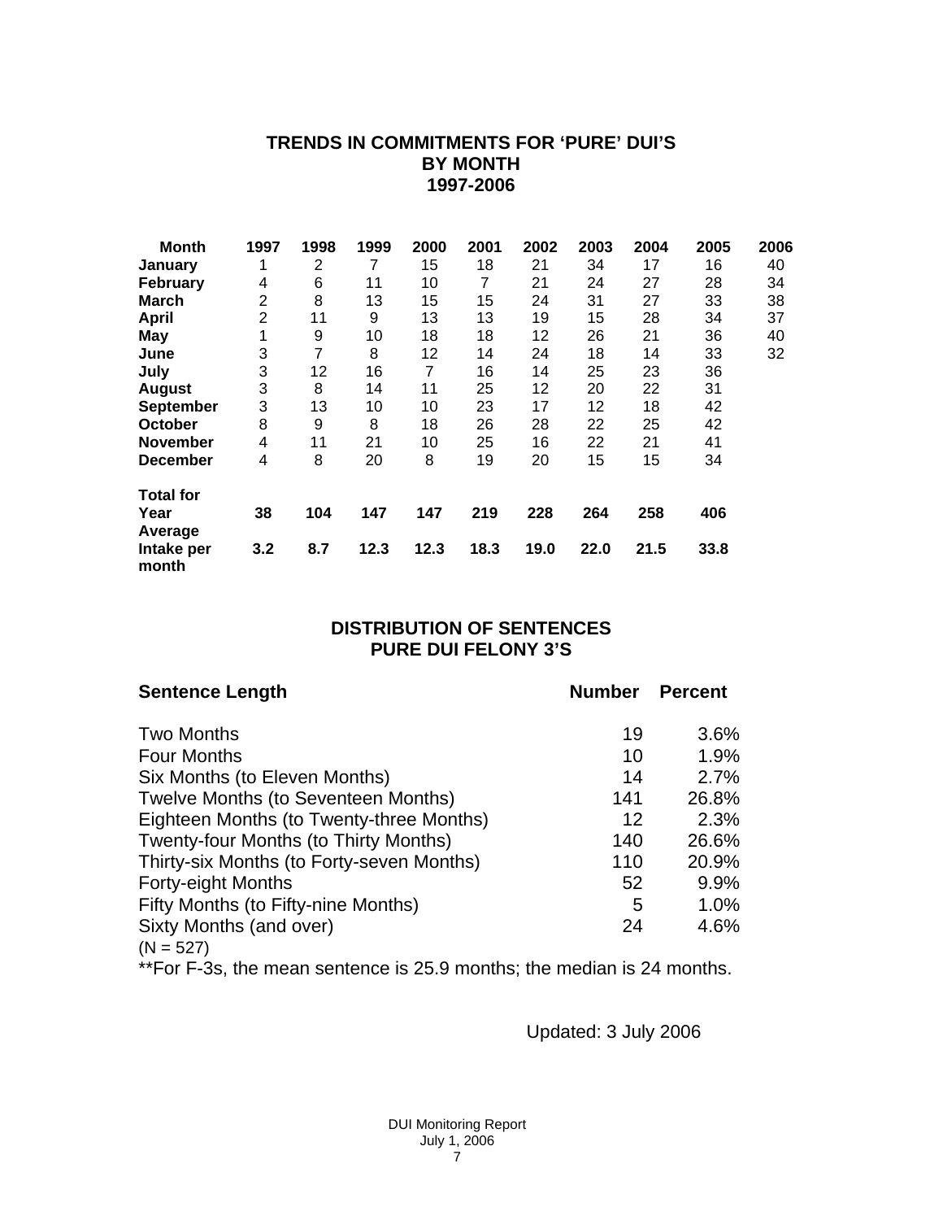## TRENDS IN COMMITMENTS FOR 'PURE' DUI'S BY MONTH 1997-2006

| Month | 1997 | 1998 | 1999 | 2000 | 2001 | 2002 | 2003 | 2004 | 2005 | 2006 |
|---|---|---|---|---|---|---|---|---|---|---|
| **January** | 1 | 2 | 7 | 15 | 18 | 21 | 34 | 17 | 16 | 40 |
| **February** | 4 | 6 | 11 | 10 | 7 | 21 | 24 | 27 | 28 | 34 |
| **March** | 2 | 8 | 13 | 15 | 15 | 24 | 31 | 27 | 33 | 38 |
| **April** | 2 | 11 | 9 | 13 | 13 | 19 | 15 | 28 | 34 | 37 |
| **May** | 1 | 9 | 10 | 18 | 18 | 12 | 26 | 21 | 36 | 40 |
| **June** | 3 | 7 | 8 | 12 | 14 | 24 | 18 | 14 | 33 | 32 |
| **July** | 3 | 12 | 16 | 7 | 16 | 14 | 25 | 23 | 36 | |
| **August** | 3 | 8 | 14 | 11 | 25 | 12 | 20 | 22 | 31 | |
| **September** | 3 | 13 | 10 | 10 | 23 | 17 | 12 | 18 | 42 | |
| **October** | 8 | 9 | 8 | 18 | 26 | 28 | 22 | 25 | 42 | |
| **November** | 4 | 11 | 21 | 10 | 25 | 16 | 22 | 21 | 41 | |
| **December** | 4 | 8 | 20 | 8 | 19 | 20 | 15 | 15 | 34 | |
| **Total for Year** | **38** | **104** | **147** | **147** | **219** | **228** | **264** | **258** | **406** | |
| **Average Intake per month** | **3.2** | **8.7** | **12.3** | **12.3** | **18.3** | **19.0** | **22.0** | **21.5** | **33.8** | |

## DISTRIBUTION OF SENTENCES PURE DUI FELONY 3'S

| Sentence Length | Number | Percent |
|---|---|---|
| Two Months | 19 | 3.6% |
| Four Months | 10 | 1.9% |
| Six Months (to Eleven Months) | 14 | 2.7% |
| Twelve Months (to Seventeen Months) | 141 | 26.8% |
| Eighteen Months (to Twenty-three Months) | 12 | 2.3% |
| Twenty-four Months (to Thirty Months) | 140 | 26.6% |
| Thirty-six Months (to Forty-seven Months) | 110 | 20.9% |
| Forty-eight Months | 52 | 9.9% |
| Fifty Months (to Fifty-nine Months) | 5 | 1.0% |
| Sixty Months (and over) | 24 | 4.6% |

(N = 527)

**For F-3s, the mean sentence is 25.9 months; the median is 24 months.

Updated: 3 July 2006